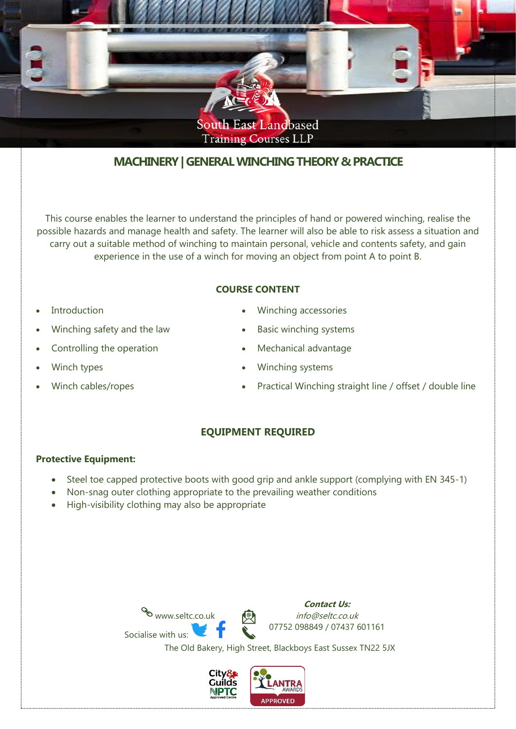South East Landbased
Training Courses LLP

# MACHINERY | GENERAL WINCHING THEORY & PRACTICE

This course enables the learner to understand the principles of hand or powered winching, realise the possible hazards and manage health and safety. The learner will also be able to risk assess a situation and carry out a suitable method of winching to maintain personal, vehicle and contents safety, and gain experience in the use of a winch for moving an object from point A to point B.

## COURSE CONTENT

- Introduction
- Winching safety and the law
- Controlling the operation
- Winch types
- Winch cables/ropes
- Winching accessories
- Basic winching systems
- Mechanical advantage
- Winching systems
- Practical Winching straight line / offset / double line

## EQUIPMENT REQUIRED

**Protective Equipment:**

- Steel toe capped protective boots with good grip and ankle support (complying with EN 345-1)
- Non-snag outer clothing appropriate to the prevailing weather conditions
- High-visibility clothing may also be appropriate

www.seltc.co.uk

Socialise with us:

***Contact Us:***

*info@seltc.co.uk*

07752 098849 / 07437 601161

The Old Bakery, High Street, Blackboys East Sussex TN22 5JX

City & Guilds NPTC Approved Centre

LANTRA AWARDS APPROVED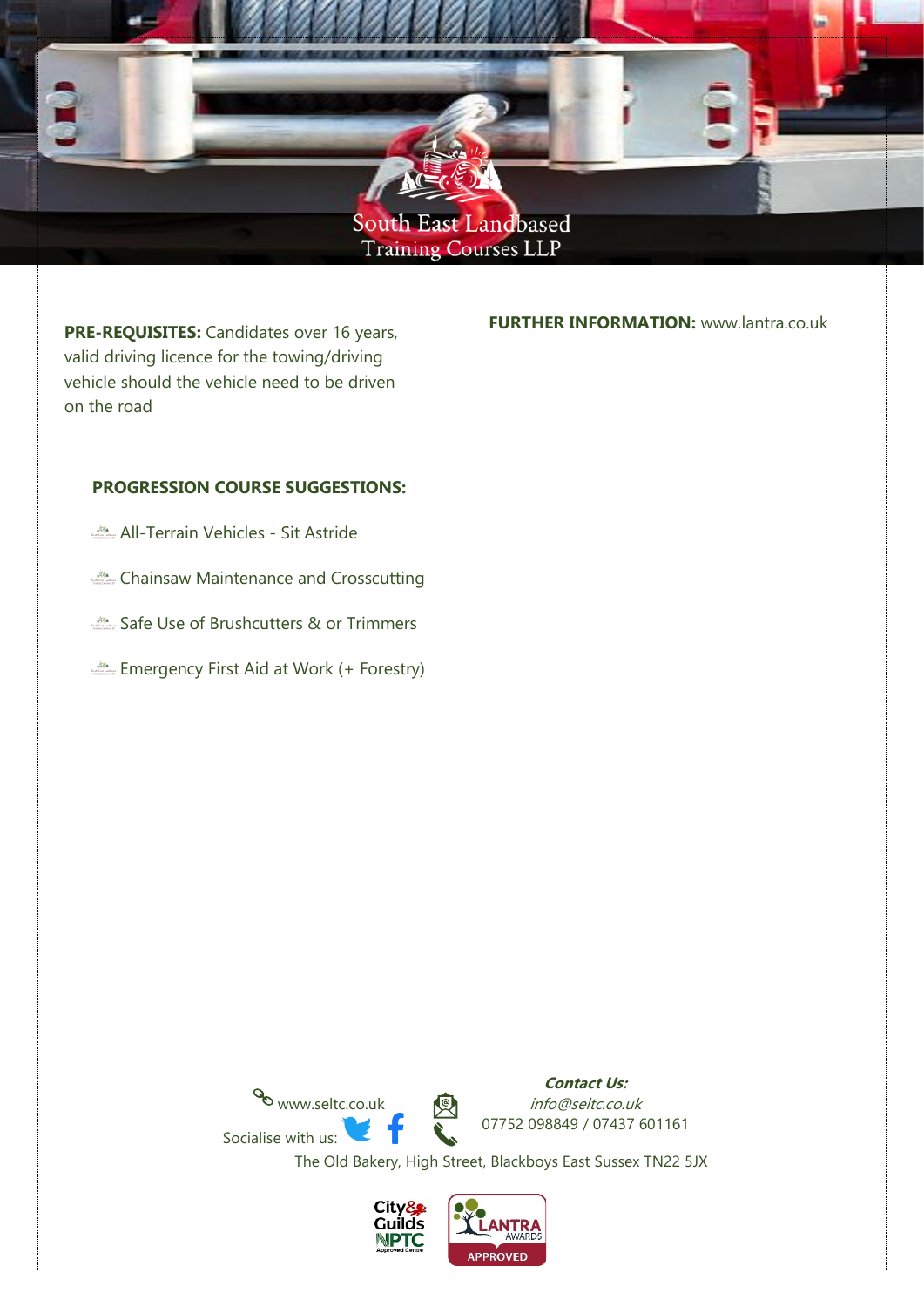South East Landbased Training Courses LLP

**PRE-REQUISITES:** Candidates over 16 years, valid driving licence for the towing/driving vehicle should the vehicle need to be driven on the road

**FURTHER INFORMATION:** www.lantra.co.uk

**PROGRESSION COURSE SUGGESTIONS:**

- All-Terrain Vehicles - Sit Astride
- Chainsaw Maintenance and Crosscutting
- Safe Use of Brushcutters & or Trimmers
- Emergency First Aid at Work (+ Forestry)

www.seltc.co.uk

Socialise with us:

***Contact Us:***

*info@seltc.co.uk*

07752 098849 / 07437 601161

The Old Bakery, High Street, Blackboys East Sussex TN22 5JX